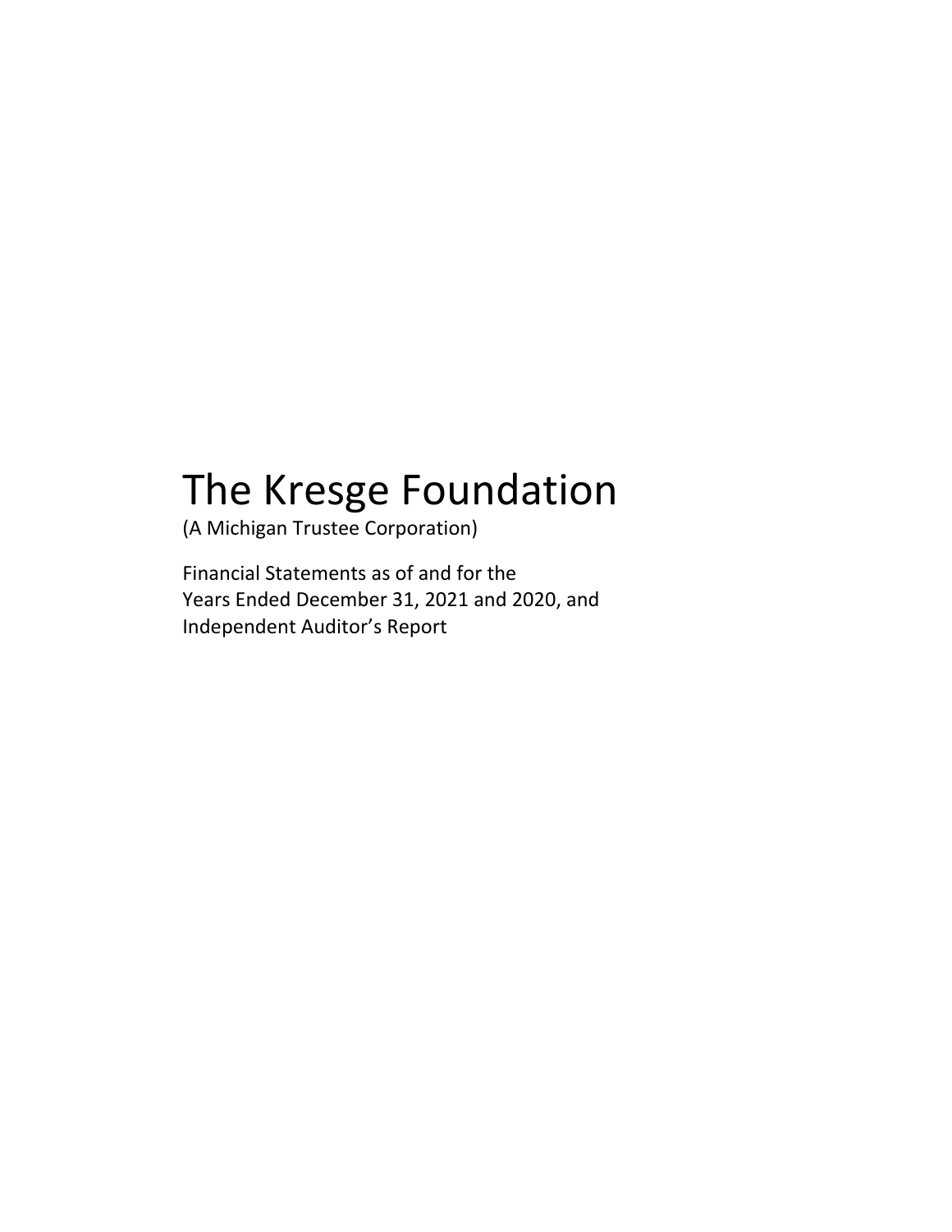# The Kresge Foundation

(A Michigan Trustee Corporation)

Financial Statements as of and for the
Years Ended December 31, 2021 and 2020, and
Independent Auditor's Report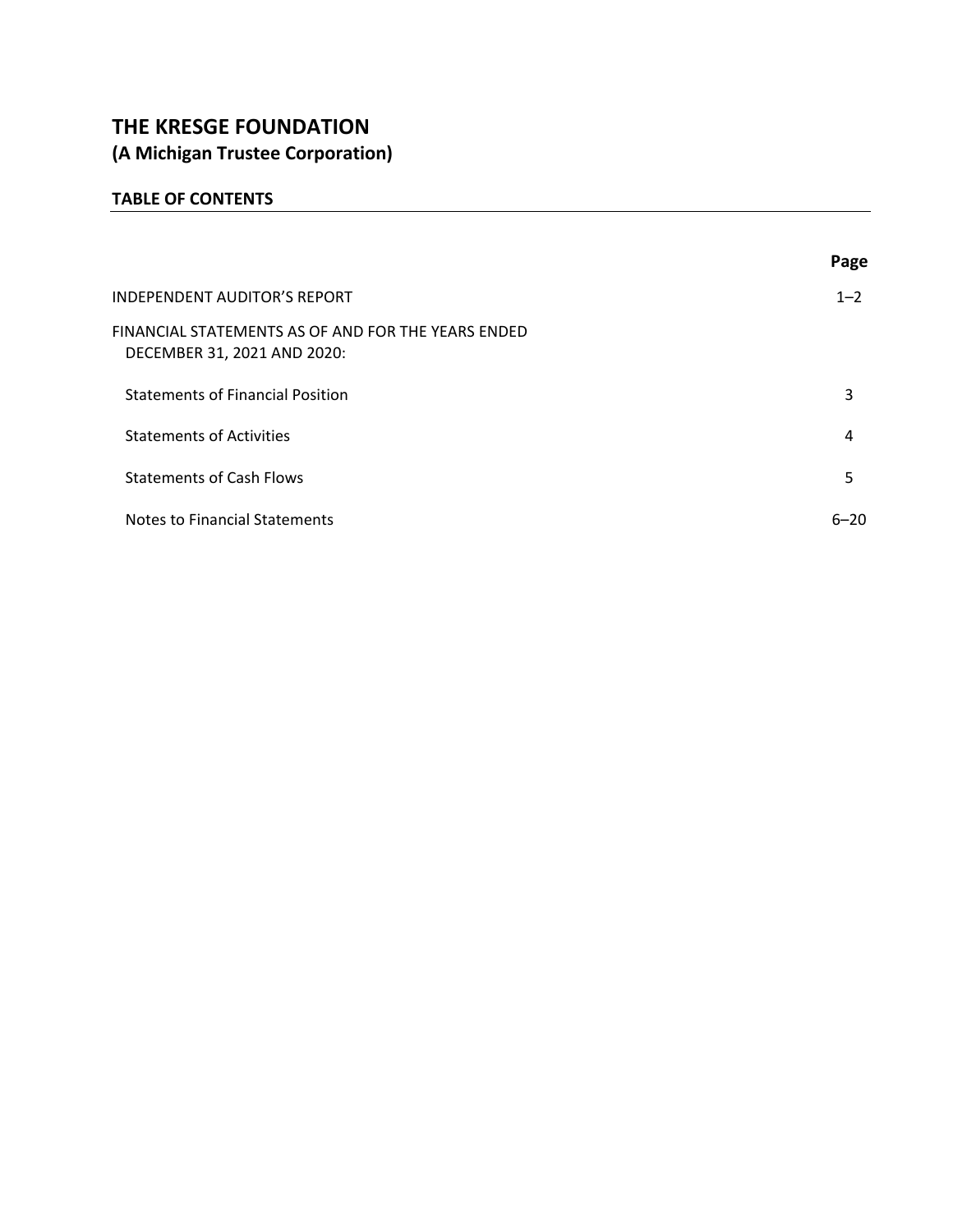# THE KRESGE FOUNDATION

## (A Michigan Trustee Corporation)

### TABLE OF CONTENTS

| | Page |
|---|---|
| INDEPENDENT AUDITOR'S REPORT | 1–2 |
| FINANCIAL STATEMENTS AS OF AND FOR THE YEARS ENDED DECEMBER 31, 2021 AND 2020: | |
| Statements of Financial Position | 3 |
| Statements of Activities | 4 |
| Statements of Cash Flows | 5 |
| Notes to Financial Statements | 6–20 |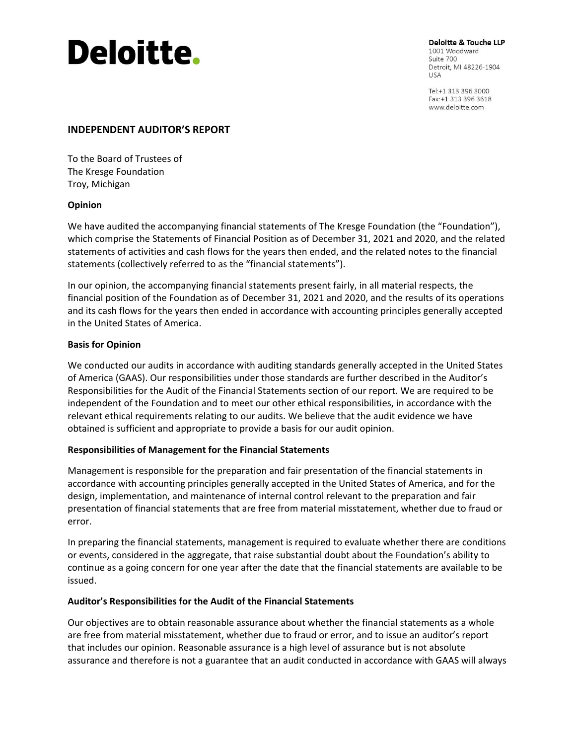# Deloitte.

**Deloitte & Touche LLP**
1001 Woodward
Suite 700
Detroit, MI 48226-1904
USA

Tel:+1 313 396 3000
Fax:+1 313 396 3618
www.deloitte.com

## INDEPENDENT AUDITOR'S REPORT

To the Board of Trustees of
The Kresge Foundation
Troy, Michigan

### Opinion

We have audited the accompanying financial statements of The Kresge Foundation (the "Foundation"), which comprise the Statements of Financial Position as of December 31, 2021 and 2020, and the related statements of activities and cash flows for the years then ended, and the related notes to the financial statements (collectively referred to as the "financial statements").

In our opinion, the accompanying financial statements present fairly, in all material respects, the financial position of the Foundation as of December 31, 2021 and 2020, and the results of its operations and its cash flows for the years then ended in accordance with accounting principles generally accepted in the United States of America.

### Basis for Opinion

We conducted our audits in accordance with auditing standards generally accepted in the United States of America (GAAS). Our responsibilities under those standards are further described in the Auditor's Responsibilities for the Audit of the Financial Statements section of our report. We are required to be independent of the Foundation and to meet our other ethical responsibilities, in accordance with the relevant ethical requirements relating to our audits. We believe that the audit evidence we have obtained is sufficient and appropriate to provide a basis for our audit opinion.

### Responsibilities of Management for the Financial Statements

Management is responsible for the preparation and fair presentation of the financial statements in accordance with accounting principles generally accepted in the United States of America, and for the design, implementation, and maintenance of internal control relevant to the preparation and fair presentation of financial statements that are free from material misstatement, whether due to fraud or error.

In preparing the financial statements, management is required to evaluate whether there are conditions or events, considered in the aggregate, that raise substantial doubt about the Foundation's ability to continue as a going concern for one year after the date that the financial statements are available to be issued.

### Auditor's Responsibilities for the Audit of the Financial Statements

Our objectives are to obtain reasonable assurance about whether the financial statements as a whole are free from material misstatement, whether due to fraud or error, and to issue an auditor's report that includes our opinion. Reasonable assurance is a high level of assurance but is not absolute assurance and therefore is not a guarantee that an audit conducted in accordance with GAAS will always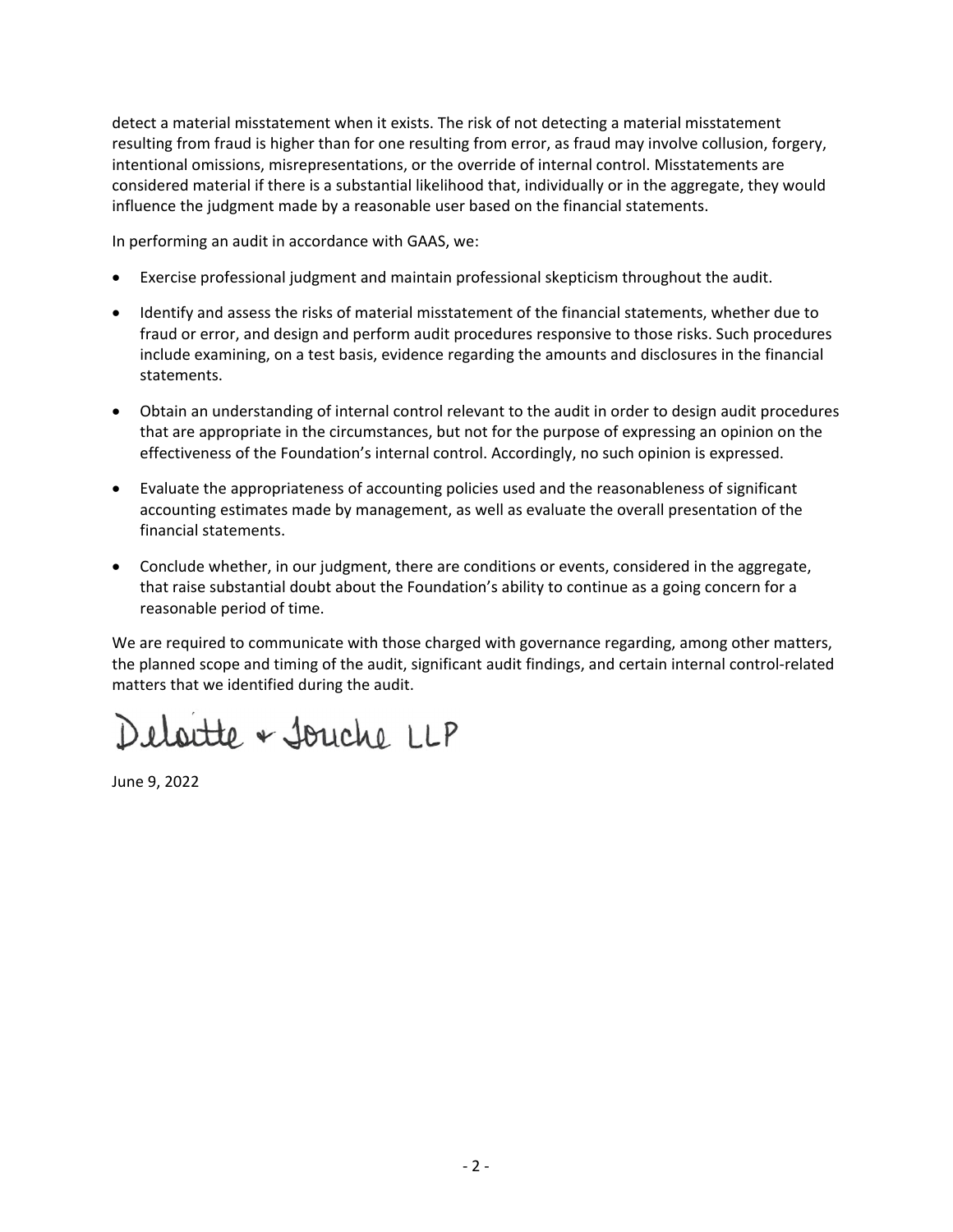detect a material misstatement when it exists. The risk of not detecting a material misstatement resulting from fraud is higher than for one resulting from error, as fraud may involve collusion, forgery, intentional omissions, misrepresentations, or the override of internal control. Misstatements are considered material if there is a substantial likelihood that, individually or in the aggregate, they would influence the judgment made by a reasonable user based on the financial statements.

In performing an audit in accordance with GAAS, we:

- Exercise professional judgment and maintain professional skepticism throughout the audit.
- Identify and assess the risks of material misstatement of the financial statements, whether due to fraud or error, and design and perform audit procedures responsive to those risks. Such procedures include examining, on a test basis, evidence regarding the amounts and disclosures in the financial statements.
- Obtain an understanding of internal control relevant to the audit in order to design audit procedures that are appropriate in the circumstances, but not for the purpose of expressing an opinion on the effectiveness of the Foundation's internal control. Accordingly, no such opinion is expressed.
- Evaluate the appropriateness of accounting policies used and the reasonableness of significant accounting estimates made by management, as well as evaluate the overall presentation of the financial statements.
- Conclude whether, in our judgment, there are conditions or events, considered in the aggregate, that raise substantial doubt about the Foundation's ability to continue as a going concern for a reasonable period of time.

We are required to communicate with those charged with governance regarding, among other matters, the planned scope and timing of the audit, significant audit findings, and certain internal control-related matters that we identified during the audit.

Deloitte & Touche LLP

June 9, 2022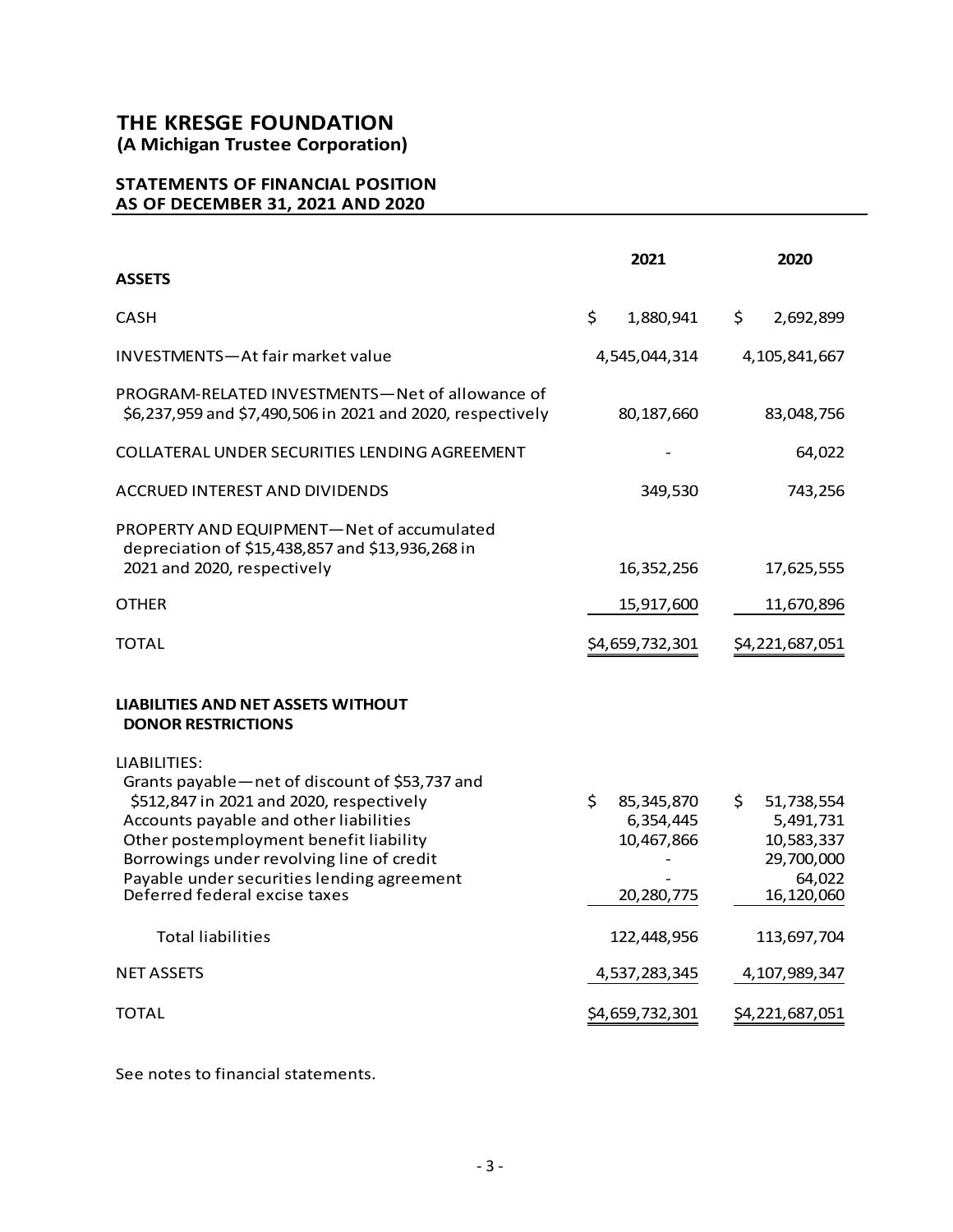# THE KRESGE FOUNDATION
**(A Michigan Trustee Corporation)**

## STATEMENTS OF FINANCIAL POSITION
## AS OF DECEMBER 31, 2021 AND 2020

| | 2021 | 2020 |
|---|---|---|
| **ASSETS** | | |
| CASH | $ 1,880,941 | $ 2,692,899 |
| INVESTMENTS—At fair market value | 4,545,044,314 | 4,105,841,667 |
| PROGRAM-RELATED INVESTMENTS—Net of allowance of \$6,237,959 and \$7,490,506 in 2021 and 2020, respectively | 80,187,660 | 83,048,756 |
| COLLATERAL UNDER SECURITIES LENDING AGREEMENT | - | 64,022 |
| ACCRUED INTEREST AND DIVIDENDS | 349,530 | 743,256 |
| PROPERTY AND EQUIPMENT—Net of accumulated depreciation of \$15,438,857 and \$13,936,268 in 2021 and 2020, respectively | 16,352,256 | 17,625,555 |
| OTHER | 15,917,600 | 11,670,896 |
| TOTAL | $4,659,732,301 | $4,221,687,051 |
| **LIABILITIES AND NET ASSETS WITHOUT DONOR RESTRICTIONS** | | |
| LIABILITIES: | | |
| Grants payable—net of discount of \$53,737 and \$512,847 in 2021 and 2020, respectively | $ 85,345,870 | $ 51,738,554 |
| Accounts payable and other liabilities | 6,354,445 | 5,491,731 |
| Other postemployment benefit liability | 10,467,866 | 10,583,337 |
| Borrowings under revolving line of credit | - | 29,700,000 |
| Payable under securities lending agreement | - | 64,022 |
| Deferred federal excise taxes | 20,280,775 | 16,120,060 |
| Total liabilities | 122,448,956 | 113,697,704 |
| NET ASSETS | 4,537,283,345 | 4,107,989,347 |
| TOTAL | $4,659,732,301 | $4,221,687,051 |

See notes to financial statements.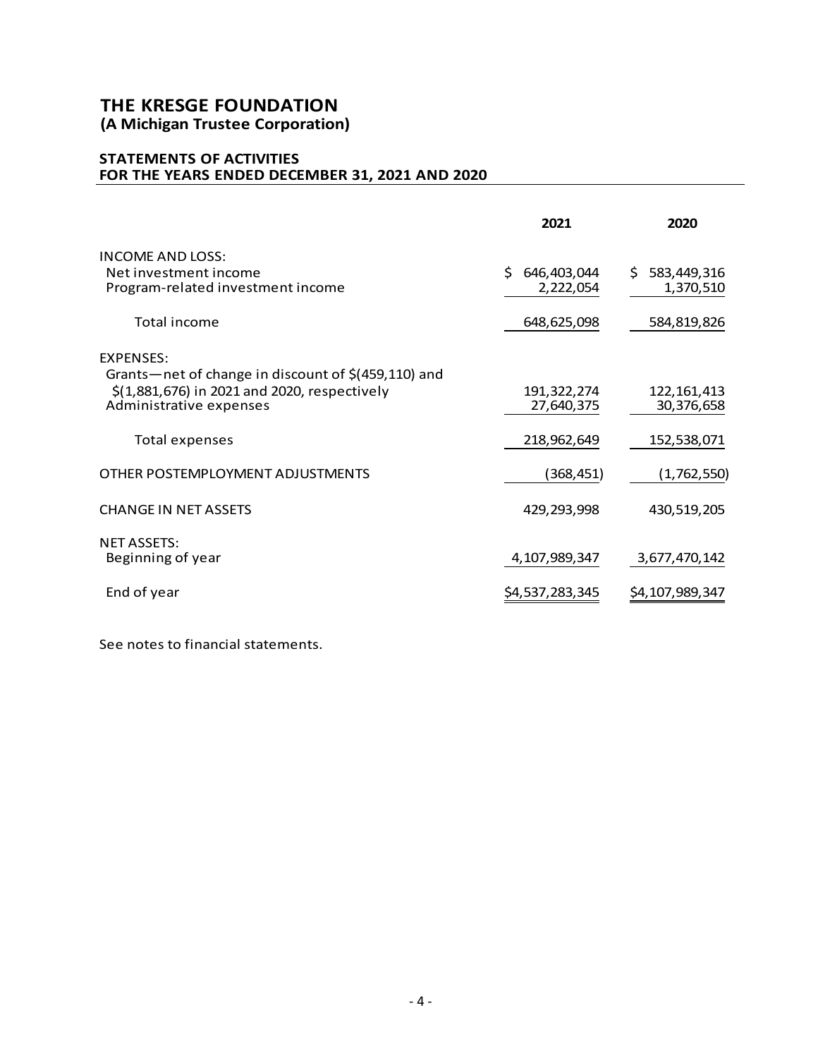# THE KRESGE FOUNDATION
**(A Michigan Trustee Corporation)**

## STATEMENTS OF ACTIVITIES
## FOR THE YEARS ENDED DECEMBER 31, 2021 AND 2020

| | 2021 | 2020 |
|---|---|---|
| INCOME AND LOSS: | | |
| Net investment income | $ 646,403,044 | $ 583,449,316 |
| Program-related investment income | 2,222,054 | 1,370,510 |
| Total income | 648,625,098 | 584,819,826 |
| EXPENSES: | | |
| Grants—net of change in discount of $(459,110) and $(1,881,676) in 2021 and 2020, respectively | 191,322,274 | 122,161,413 |
| Administrative expenses | 27,640,375 | 30,376,658 |
| Total expenses | 218,962,649 | 152,538,071 |
| OTHER POSTEMPLOYMENT ADJUSTMENTS | (368,451) | (1,762,550) |
| CHANGE IN NET ASSETS | 429,293,998 | 430,519,205 |
| NET ASSETS: | | |
| Beginning of year | 4,107,989,347 | 3,677,470,142 |
| End of year | $4,537,283,345 | $4,107,989,347 |

See notes to financial statements.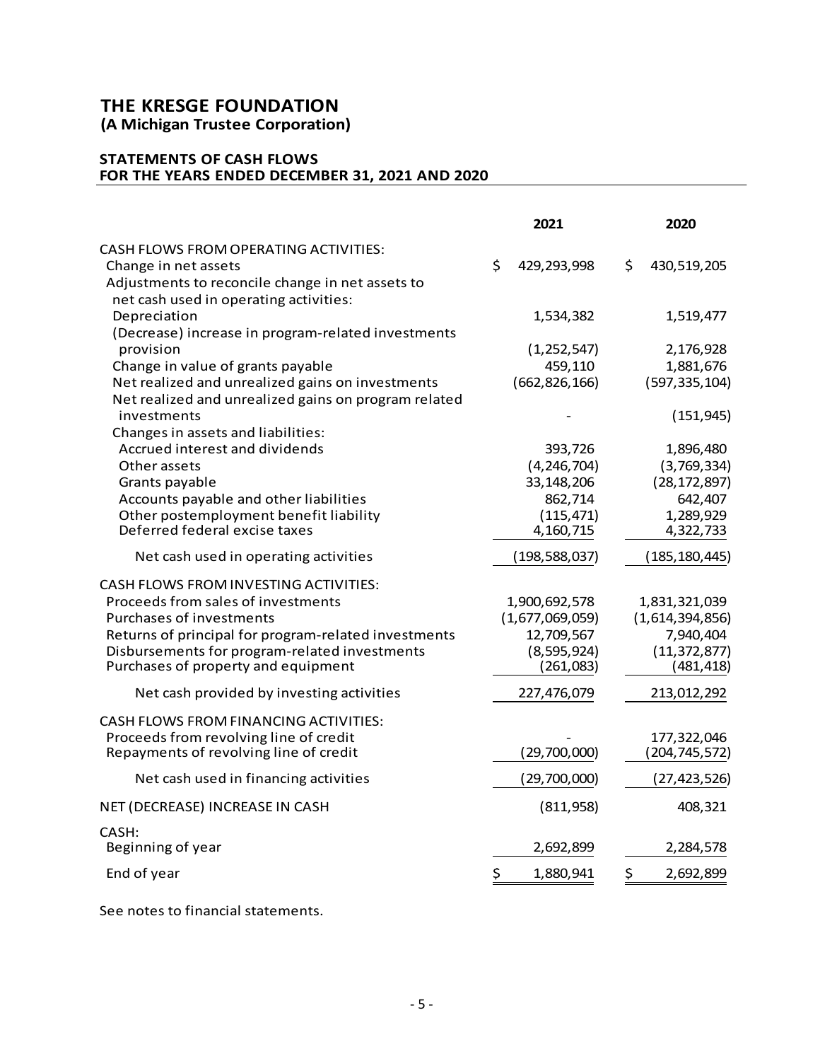# THE KRESGE FOUNDATION
**(A Michigan Trustee Corporation)**

## STATEMENTS OF CASH FLOWS
## FOR THE YEARS ENDED DECEMBER 31, 2021 AND 2020

| | 2021 | 2020 |
|---|---|---|
| CASH FLOWS FROM OPERATING ACTIVITIES: | | |
| Change in net assets | $ 429,293,998 | $ 430,519,205 |
| Adjustments to reconcile change in net assets to net cash used in operating activities: | | |
| Depreciation | 1,534,382 | 1,519,477 |
| (Decrease) increase in program-related investments provision | (1,252,547) | 2,176,928 |
| Change in value of grants payable | 459,110 | 1,881,676 |
| Net realized and unrealized gains on investments | (662,826,166) | (597,335,104) |
| Net realized and unrealized gains on program related investments | - | (151,945) |
| Changes in assets and liabilities: | | |
| Accrued interest and dividends | 393,726 | 1,896,480 |
| Other assets | (4,246,704) | (3,769,334) |
| Grants payable | 33,148,206 | (28,172,897) |
| Accounts payable and other liabilities | 862,714 | 642,407 |
| Other postemployment benefit liability | (115,471) | 1,289,929 |
| Deferred federal excise taxes | 4,160,715 | 4,322,733 |
| Net cash used in operating activities | (198,588,037) | (185,180,445) |
| CASH FLOWS FROM INVESTING ACTIVITIES: | | |
| Proceeds from sales of investments | 1,900,692,578 | 1,831,321,039 |
| Purchases of investments | (1,677,069,059) | (1,614,394,856) |
| Returns of principal for program-related investments | 12,709,567 | 7,940,404 |
| Disbursements for program-related investments | (8,595,924) | (11,372,877) |
| Purchases of property and equipment | (261,083) | (481,418) |
| Net cash provided by investing activities | 227,476,079 | 213,012,292 |
| CASH FLOWS FROM FINANCING ACTIVITIES: | | |
| Proceeds from revolving line of credit | - | 177,322,046 |
| Repayments of revolving line of credit | (29,700,000) | (204,745,572) |
| Net cash used in financing activities | (29,700,000) | (27,423,526) |
| NET (DECREASE) INCREASE IN CASH | (811,958) | 408,321 |
| CASH: | | |
| Beginning of year | 2,692,899 | 2,284,578 |
| End of year | $ 1,880,941 | $ 2,692,899 |

See notes to financial statements.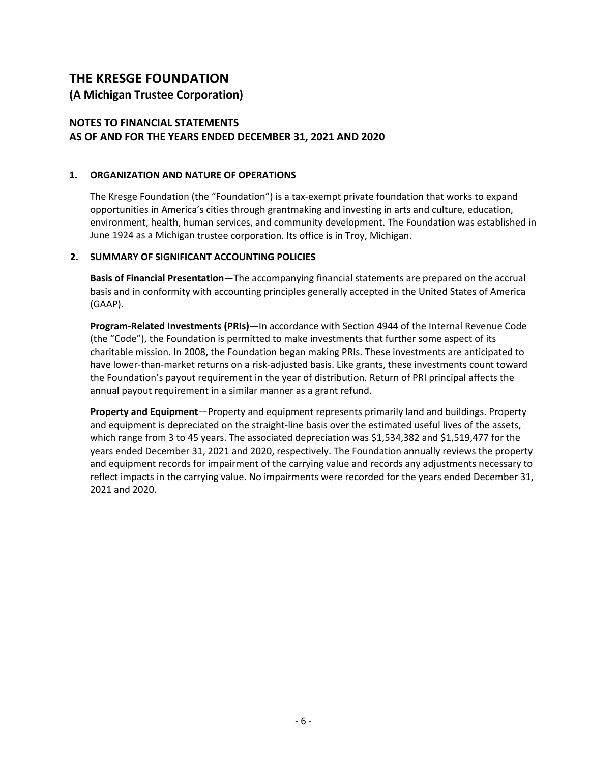# THE KRESGE FOUNDATION

## (A Michigan Trustee Corporation)

## NOTES TO FINANCIAL STATEMENTS AS OF AND FOR THE YEARS ENDED DECEMBER 31, 2021 AND 2020

### 1. ORGANIZATION AND NATURE OF OPERATIONS

The Kresge Foundation (the "Foundation") is a tax-exempt private foundation that works to expand opportunities in America's cities through grantmaking and investing in arts and culture, education, environment, health, human services, and community development. The Foundation was established in June 1924 as a Michigan trustee corporation. Its office is in Troy, Michigan.

### 2. SUMMARY OF SIGNIFICANT ACCOUNTING POLICIES

**Basis of Financial Presentation**—The accompanying financial statements are prepared on the accrual basis and in conformity with accounting principles generally accepted in the United States of America (GAAP).

**Program-Related Investments (PRIs)**—In accordance with Section 4944 of the Internal Revenue Code (the "Code"), the Foundation is permitted to make investments that further some aspect of its charitable mission. In 2008, the Foundation began making PRIs. These investments are anticipated to have lower-than-market returns on a risk-adjusted basis. Like grants, these investments count toward the Foundation's payout requirement in the year of distribution. Return of PRI principal affects the annual payout requirement in a similar manner as a grant refund.

**Property and Equipment**—Property and equipment represents primarily land and buildings. Property and equipment is depreciated on the straight-line basis over the estimated useful lives of the assets, which range from 3 to 45 years. The associated depreciation was $1,534,382 and $1,519,477 for the years ended December 31, 2021 and 2020, respectively. The Foundation annually reviews the property and equipment records for impairment of the carrying value and records any adjustments necessary to reflect impacts in the carrying value. No impairments were recorded for the years ended December 31, 2021 and 2020.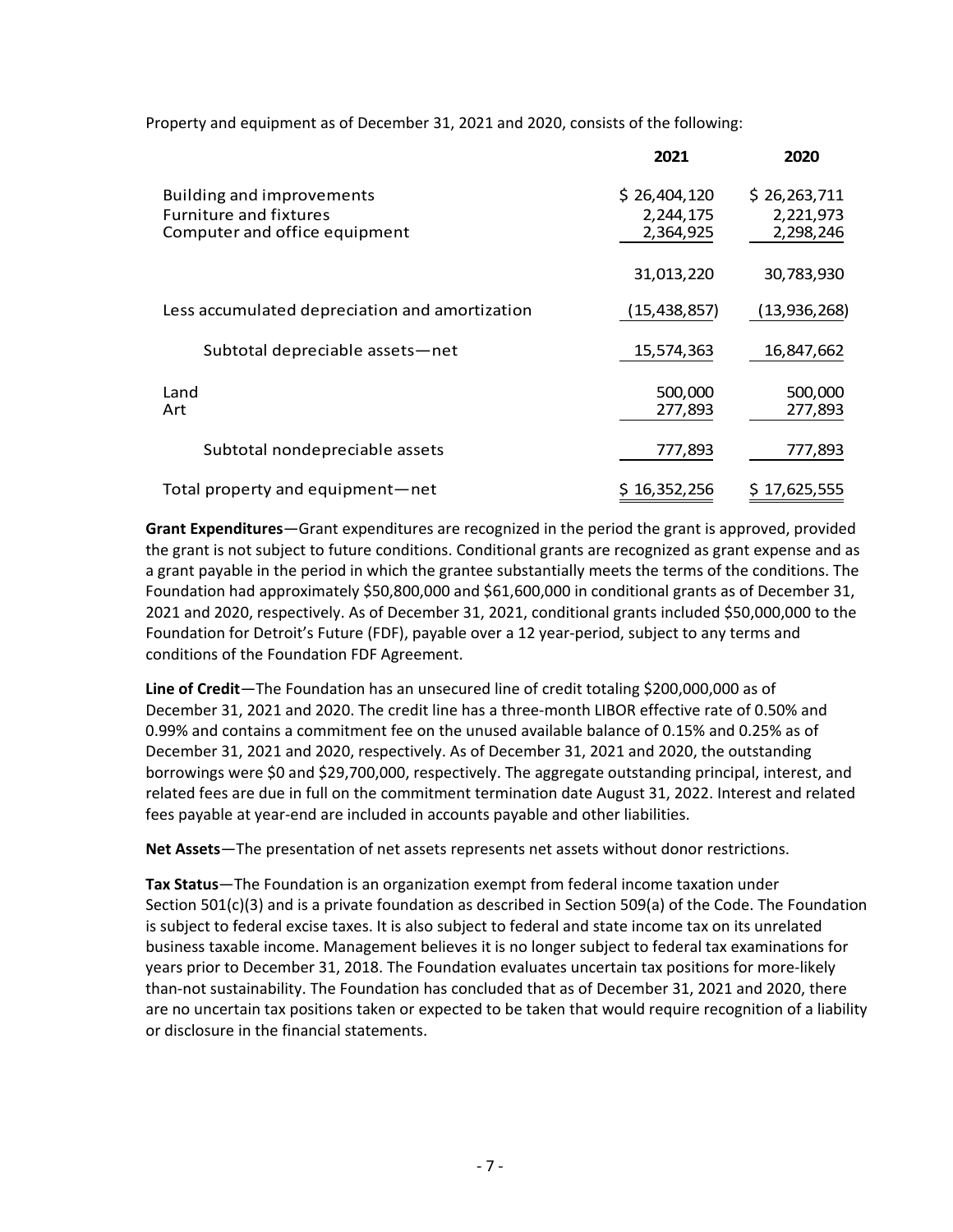Property and equipment as of December 31, 2021 and 2020, consists of the following:

| | 2021 | 2020 |
|---|---|---|
| Building and improvements | $ 26,404,120 | $ 26,263,711 |
| Furniture and fixtures | 2,244,175 | 2,221,973 |
| Computer and office equipment | 2,364,925 | 2,298,246 |
| | 31,013,220 | 30,783,930 |
| Less accumulated depreciation and amortization | (15,438,857) | (13,936,268) |
| Subtotal depreciable assets—net | 15,574,363 | 16,847,662 |
| Land | 500,000 | 500,000 |
| Art | 277,893 | 277,893 |
| Subtotal nondepreciable assets | 777,893 | 777,893 |
| Total property and equipment—net | $ 16,352,256 | $ 17,625,555 |

**Grant Expenditures**—Grant expenditures are recognized in the period the grant is approved, provided the grant is not subject to future conditions. Conditional grants are recognized as grant expense and as a grant payable in the period in which the grantee substantially meets the terms of the conditions. The Foundation had approximately $50,800,000 and $61,600,000 in conditional grants as of December 31, 2021 and 2020, respectively. As of December 31, 2021, conditional grants included $50,000,000 to the Foundation for Detroit's Future (FDF), payable over a 12 year-period, subject to any terms and conditions of the Foundation FDF Agreement.

**Line of Credit**—The Foundation has an unsecured line of credit totaling $200,000,000 as of December 31, 2021 and 2020. The credit line has a three-month LIBOR effective rate of 0.50% and 0.99% and contains a commitment fee on the unused available balance of 0.15% and 0.25% as of December 31, 2021 and 2020, respectively. As of December 31, 2021 and 2020, the outstanding borrowings were $0 and $29,700,000, respectively. The aggregate outstanding principal, interest, and related fees are due in full on the commitment termination date August 31, 2022. Interest and related fees payable at year-end are included in accounts payable and other liabilities.

**Net Assets**—The presentation of net assets represents net assets without donor restrictions.

**Tax Status**—The Foundation is an organization exempt from federal income taxation under Section 501(c)(3) and is a private foundation as described in Section 509(a) of the Code. The Foundation is subject to federal excise taxes. It is also subject to federal and state income tax on its unrelated business taxable income. Management believes it is no longer subject to federal tax examinations for years prior to December 31, 2018. The Foundation evaluates uncertain tax positions for more-likely than-not sustainability. The Foundation has concluded that as of December 31, 2021 and 2020, there are no uncertain tax positions taken or expected to be taken that would require recognition of a liability or disclosure in the financial statements.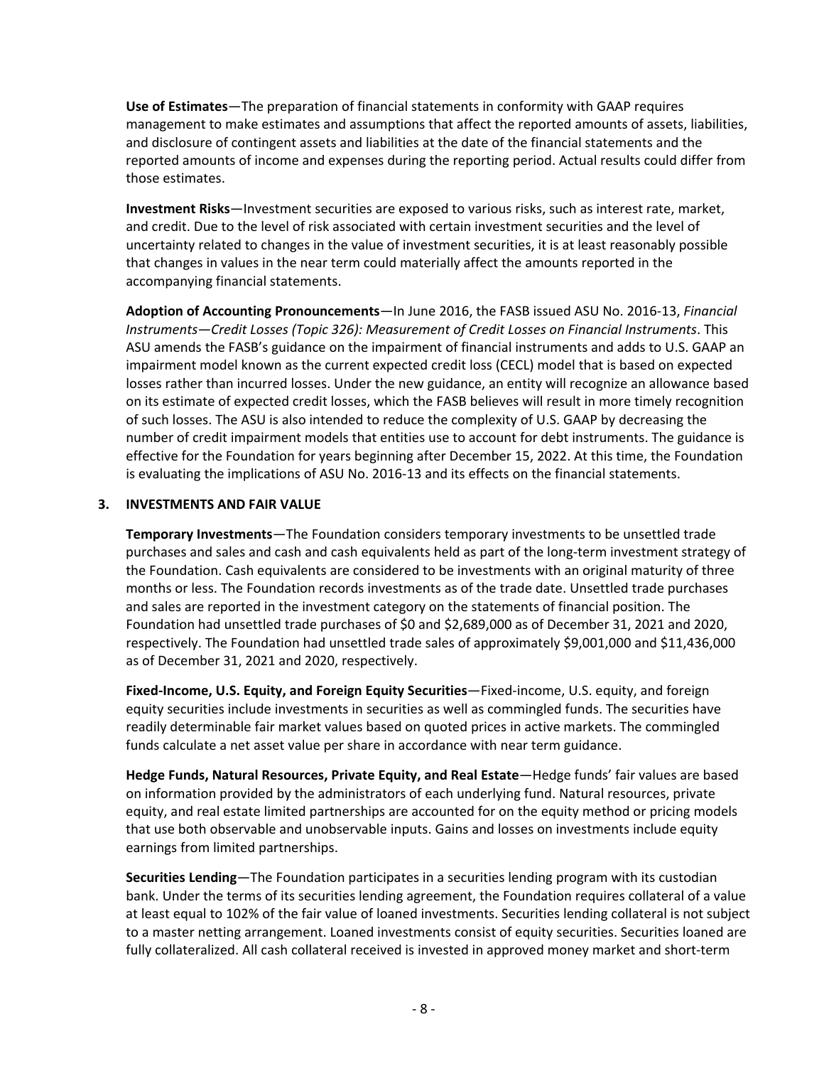**Use of Estimates**—The preparation of financial statements in conformity with GAAP requires management to make estimates and assumptions that affect the reported amounts of assets, liabilities, and disclosure of contingent assets and liabilities at the date of the financial statements and the reported amounts of income and expenses during the reporting period. Actual results could differ from those estimates.

**Investment Risks**—Investment securities are exposed to various risks, such as interest rate, market, and credit. Due to the level of risk associated with certain investment securities and the level of uncertainty related to changes in the value of investment securities, it is at least reasonably possible that changes in values in the near term could materially affect the amounts reported in the accompanying financial statements.

**Adoption of Accounting Pronouncements**—In June 2016, the FASB issued ASU No. 2016-13, *Financial Instruments—Credit Losses (Topic 326): Measurement of Credit Losses on Financial Instruments*. This ASU amends the FASB's guidance on the impairment of financial instruments and adds to U.S. GAAP an impairment model known as the current expected credit loss (CECL) model that is based on expected losses rather than incurred losses. Under the new guidance, an entity will recognize an allowance based on its estimate of expected credit losses, which the FASB believes will result in more timely recognition of such losses. The ASU is also intended to reduce the complexity of U.S. GAAP by decreasing the number of credit impairment models that entities use to account for debt instruments. The guidance is effective for the Foundation for years beginning after December 15, 2022. At this time, the Foundation is evaluating the implications of ASU No. 2016-13 and its effects on the financial statements.

## 3. INVESTMENTS AND FAIR VALUE

**Temporary Investments**—The Foundation considers temporary investments to be unsettled trade purchases and sales and cash and cash equivalents held as part of the long-term investment strategy of the Foundation. Cash equivalents are considered to be investments with an original maturity of three months or less. The Foundation records investments as of the trade date. Unsettled trade purchases and sales are reported in the investment category on the statements of financial position. The Foundation had unsettled trade purchases of $0 and $2,689,000 as of December 31, 2021 and 2020, respectively. The Foundation had unsettled trade sales of approximately $9,001,000 and $11,436,000 as of December 31, 2021 and 2020, respectively.

**Fixed-Income, U.S. Equity, and Foreign Equity Securities**—Fixed-income, U.S. equity, and foreign equity securities include investments in securities as well as commingled funds. The securities have readily determinable fair market values based on quoted prices in active markets. The commingled funds calculate a net asset value per share in accordance with near term guidance.

**Hedge Funds, Natural Resources, Private Equity, and Real Estate**—Hedge funds' fair values are based on information provided by the administrators of each underlying fund. Natural resources, private equity, and real estate limited partnerships are accounted for on the equity method or pricing models that use both observable and unobservable inputs. Gains and losses on investments include equity earnings from limited partnerships.

**Securities Lending**—The Foundation participates in a securities lending program with its custodian bank. Under the terms of its securities lending agreement, the Foundation requires collateral of a value at least equal to 102% of the fair value of loaned investments. Securities lending collateral is not subject to a master netting arrangement. Loaned investments consist of equity securities. Securities loaned are fully collateralized. All cash collateral received is invested in approved money market and short-term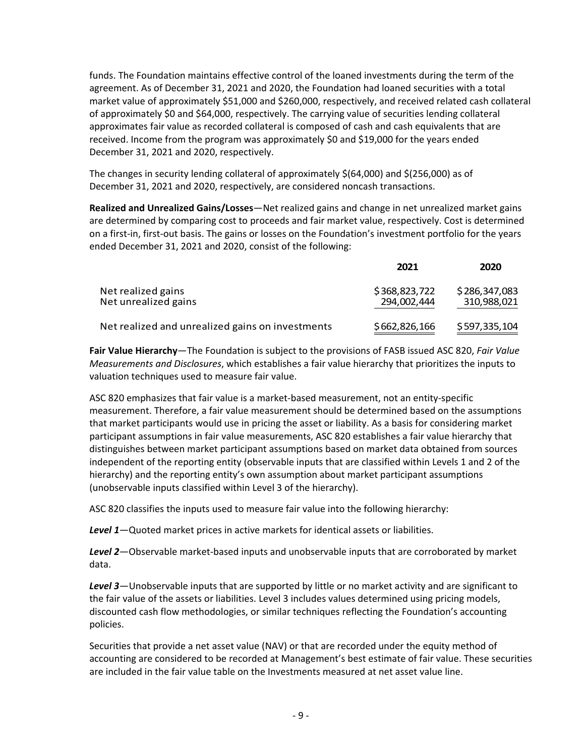funds. The Foundation maintains effective control of the loaned investments during the term of the agreement. As of December 31, 2021 and 2020, the Foundation had loaned securities with a total market value of approximately $51,000 and $260,000, respectively, and received related cash collateral of approximately $0 and $64,000, respectively. The carrying value of securities lending collateral approximates fair value as recorded collateral is composed of cash and cash equivalents that are received. Income from the program was approximately $0 and $19,000 for the years ended December 31, 2021 and 2020, respectively.

The changes in security lending collateral of approximately $(64,000) and $(256,000) as of December 31, 2021 and 2020, respectively, are considered noncash transactions.

**Realized and Unrealized Gains/Losses**—Net realized gains and change in net unrealized market gains are determined by comparing cost to proceeds and fair market value, respectively. Cost is determined on a first-in, first-out basis. The gains or losses on the Foundation's investment portfolio for the years ended December 31, 2021 and 2020, consist of the following:

| | 2021 | 2020 |
|---|---|---|
| Net realized gains | $368,823,722 | $286,347,083 |
| Net unrealized gains | 294,002,444 | 310,988,021 |
| Net realized and unrealized gains on investments | $662,826,166 | $597,335,104 |

**Fair Value Hierarchy**—The Foundation is subject to the provisions of FASB issued ASC 820, *Fair Value Measurements and Disclosures*, which establishes a fair value hierarchy that prioritizes the inputs to valuation techniques used to measure fair value.

ASC 820 emphasizes that fair value is a market-based measurement, not an entity-specific measurement. Therefore, a fair value measurement should be determined based on the assumptions that market participants would use in pricing the asset or liability. As a basis for considering market participant assumptions in fair value measurements, ASC 820 establishes a fair value hierarchy that distinguishes between market participant assumptions based on market data obtained from sources independent of the reporting entity (observable inputs that are classified within Levels 1 and 2 of the hierarchy) and the reporting entity's own assumption about market participant assumptions (unobservable inputs classified within Level 3 of the hierarchy).

ASC 820 classifies the inputs used to measure fair value into the following hierarchy:

***Level 1***—Quoted market prices in active markets for identical assets or liabilities.

***Level 2***—Observable market-based inputs and unobservable inputs that are corroborated by market data.

***Level 3***—Unobservable inputs that are supported by little or no market activity and are significant to the fair value of the assets or liabilities. Level 3 includes values determined using pricing models, discounted cash flow methodologies, or similar techniques reflecting the Foundation's accounting policies.

Securities that provide a net asset value (NAV) or that are recorded under the equity method of accounting are considered to be recorded at Management's best estimate of fair value. These securities are included in the fair value table on the Investments measured at net asset value line.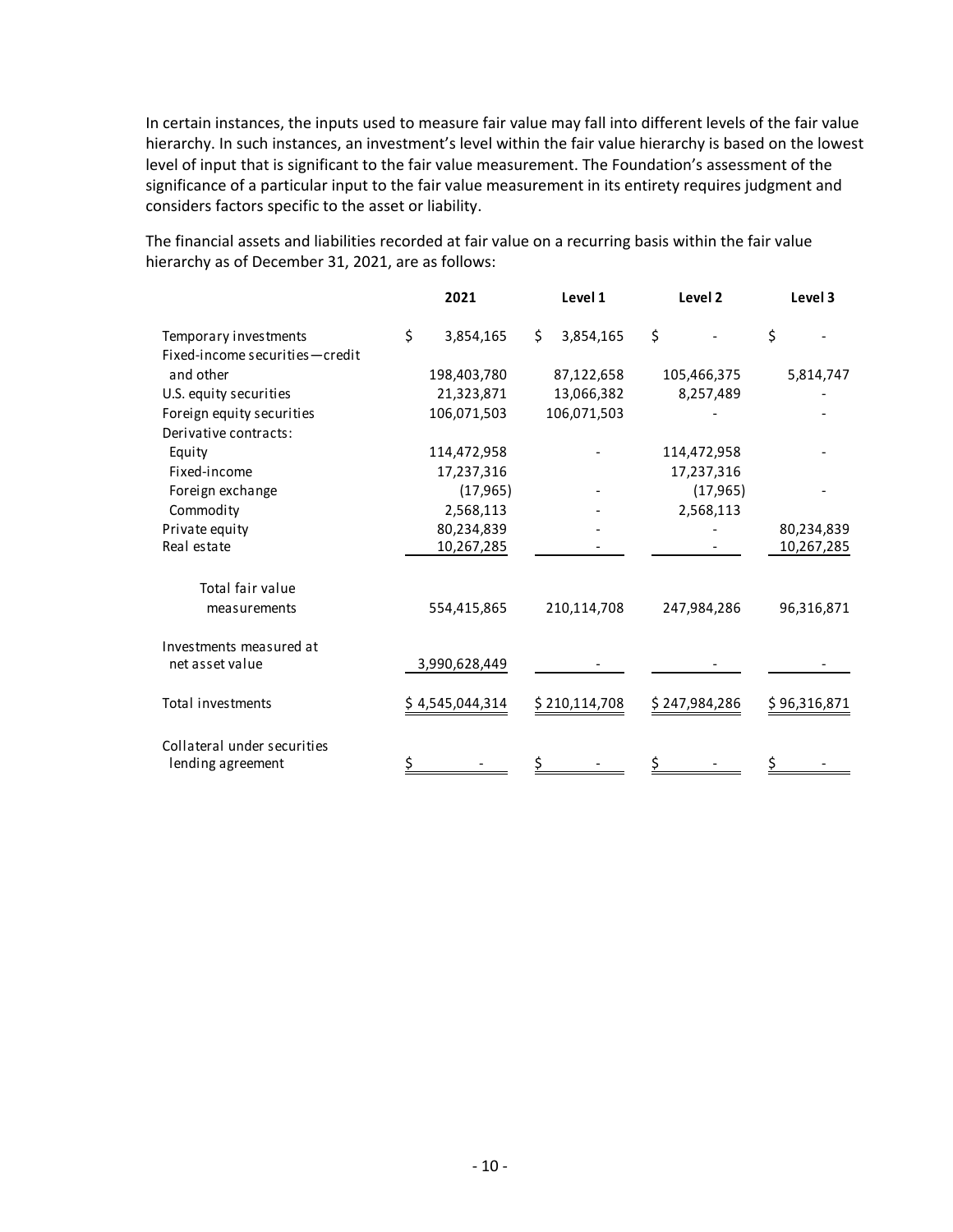In certain instances, the inputs used to measure fair value may fall into different levels of the fair value hierarchy. In such instances, an investment's level within the fair value hierarchy is based on the lowest level of input that is significant to the fair value measurement. The Foundation's assessment of the significance of a particular input to the fair value measurement in its entirety requires judgment and considers factors specific to the asset or liability.

The financial assets and liabilities recorded at fair value on a recurring basis within the fair value hierarchy as of December 31, 2021, are as follows:

| | 2021 | Level 1 | Level 2 | Level 3 |
|---|---|---|---|---|
| Temporary investments | $ 3,854,165 | $ 3,854,165 | $ - | $ - |
| Fixed-income securities—credit and other | 198,403,780 | 87,122,658 | 105,466,375 | 5,814,747 |
| U.S. equity securities | 21,323,871 | 13,066,382 | 8,257,489 | - |
| Foreign equity securities | 106,071,503 | 106,071,503 | - | - |
| Derivative contracts: | | | | |
| Equity | 114,472,958 | - | 114,472,958 | - |
| Fixed-income | 17,237,316 | | 17,237,316 | |
| Foreign exchange | (17,965) | - | (17,965) | - |
| Commodity | 2,568,113 | - | 2,568,113 | - |
| Private equity | 80,234,839 | - | - | 80,234,839 |
| Real estate | 10,267,285 | - | - | 10,267,285 |
| Total fair value measurements | 554,415,865 | 210,114,708 | 247,984,286 | 96,316,871 |
| Investments measured at net asset value | 3,990,628,449 | - | - | - |
| Total investments | $ 4,545,044,314 | $ 210,114,708 | $ 247,984,286 | $ 96,316,871 |
| Collateral under securities lending agreement | $ - | $ - | $ - | $ - |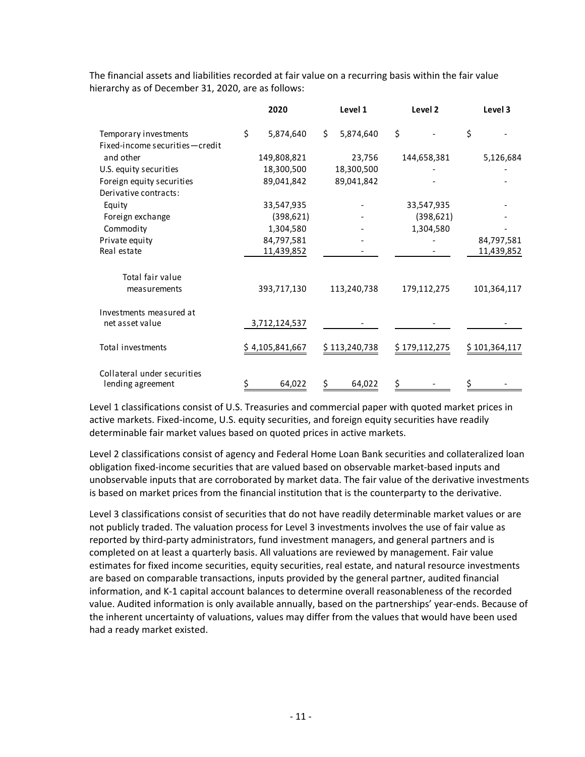The financial assets and liabilities recorded at fair value on a recurring basis within the fair value hierarchy as of December 31, 2020, are as follows:

| | 2020 | Level 1 | Level 2 | Level 3 |
|---|---|---|---|---|
| Temporary investments | $ 5,874,640 | $ 5,874,640 | $ - | $ - |
| Fixed-income securities—credit and other | 149,808,821 | 23,756 | 144,658,381 | 5,126,684 |
| U.S. equity securities | 18,300,500 | 18,300,500 | - | - |
| Foreign equity securities | 89,041,842 | 89,041,842 | - | - |
| Derivative contracts: | | | | |
| Equity | 33,547,935 | - | 33,547,935 | - |
| Foreign exchange | (398,621) | - | (398,621) | - |
| Commodity | 1,304,580 | - | 1,304,580 | - |
| Private equity | 84,797,581 | - | - | 84,797,581 |
| Real estate | 11,439,852 | - | - | 11,439,852 |
| Total fair value measurements | 393,717,130 | 113,240,738 | 179,112,275 | 101,364,117 |
| Investments measured at net asset value | 3,712,124,537 | - | - | - |
| Total investments | $ 4,105,841,667 | $ 113,240,738 | $ 179,112,275 | $ 101,364,117 |
| Collateral under securities lending agreement | $ 64,022 | $ 64,022 | $ - | $ - |

Level 1 classifications consist of U.S. Treasuries and commercial paper with quoted market prices in active markets. Fixed-income, U.S. equity securities, and foreign equity securities have readily determinable fair market values based on quoted prices in active markets.

Level 2 classifications consist of agency and Federal Home Loan Bank securities and collateralized loan obligation fixed-income securities that are valued based on observable market-based inputs and unobservable inputs that are corroborated by market data. The fair value of the derivative investments is based on market prices from the financial institution that is the counterparty to the derivative.

Level 3 classifications consist of securities that do not have readily determinable market values or are not publicly traded. The valuation process for Level 3 investments involves the use of fair value as reported by third-party administrators, fund investment managers, and general partners and is completed on at least a quarterly basis. All valuations are reviewed by management. Fair value estimates for fixed income securities, equity securities, real estate, and natural resource investments are based on comparable transactions, inputs provided by the general partner, audited financial information, and K-1 capital account balances to determine overall reasonableness of the recorded value. Audited information is only available annually, based on the partnerships' year-ends. Because of the inherent uncertainty of valuations, values may differ from the values that would have been used had a ready market existed.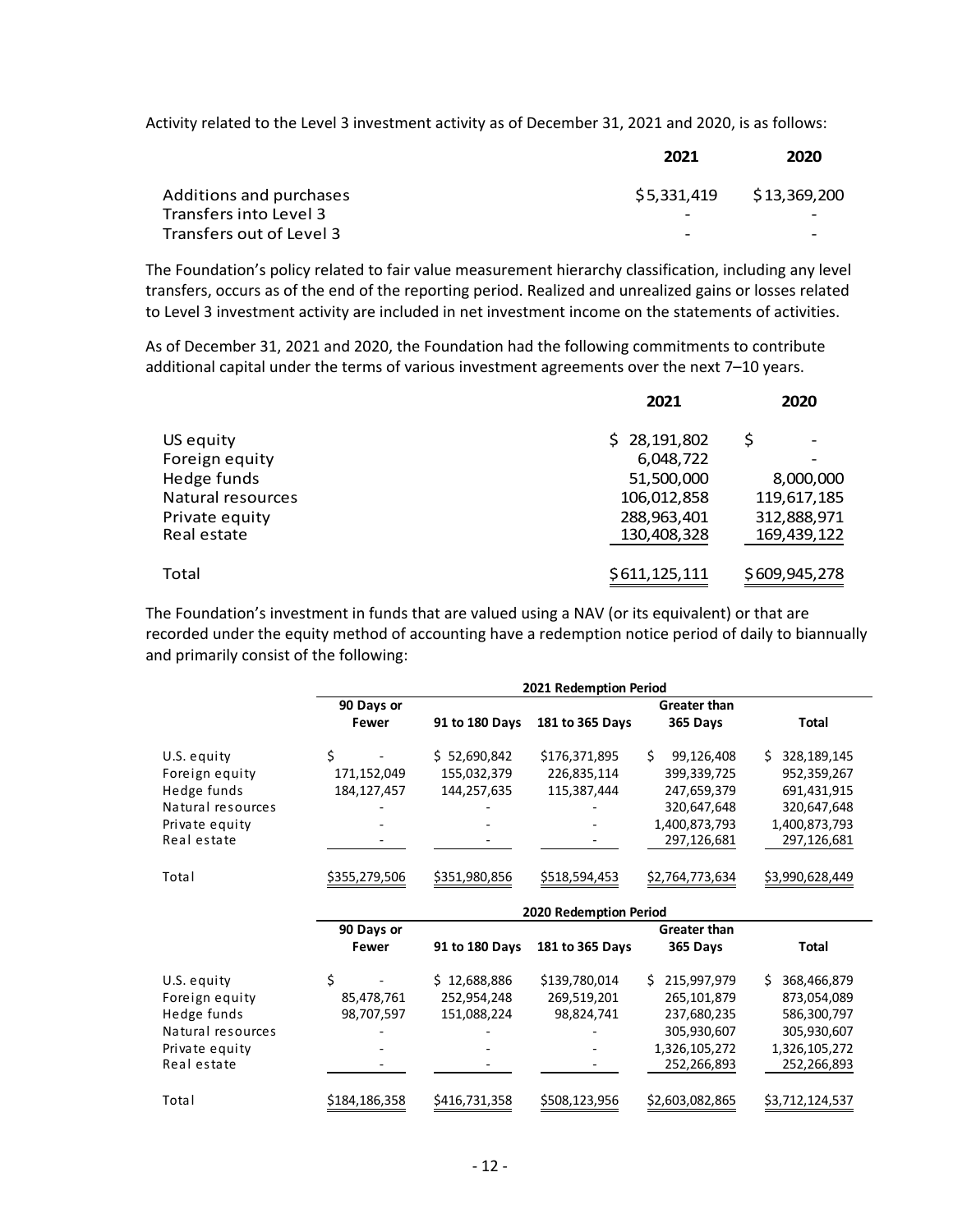Activity related to the Level 3 investment activity as of December 31, 2021 and 2020, is as follows:

| | 2021 | 2020 |
|---|---|---|
| Additions and purchases | $5,331,419 | $13,369,200 |
| Transfers into Level 3 | - | - |
| Transfers out of Level 3 | - | - |

The Foundation's policy related to fair value measurement hierarchy classification, including any level transfers, occurs as of the end of the reporting period. Realized and unrealized gains or losses related to Level 3 investment activity are included in net investment income on the statements of activities.

As of December 31, 2021 and 2020, the Foundation had the following commitments to contribute additional capital under the terms of various investment agreements over the next 7–10 years.

| | 2021 | 2020 |
|---|---|---|
| US equity | $ 28,191,802 | $ - |
| Foreign equity | 6,048,722 | - |
| Hedge funds | 51,500,000 | 8,000,000 |
| Natural resources | 106,012,858 | 119,617,185 |
| Private equity | 288,963,401 | 312,888,971 |
| Real estate | 130,408,328 | 169,439,122 |
| Total | $611,125,111 | $609,945,278 |

The Foundation's investment in funds that are valued using a NAV (or its equivalent) or that are recorded under the equity method of accounting have a redemption notice period of daily to biannually and primarily consist of the following:

| | 2021 Redemption Period | | | | |
|---|---|---|---|---|---|
| | 90 Days or Fewer | 91 to 180 Days | 181 to 365 Days | Greater than 365 Days | Total |
| U.S. equity | $ - | $ 52,690,842 | $176,371,895 | $ 99,126,408 | $ 328,189,145 |
| Foreign equity | 171,152,049 | 155,032,379 | 226,835,114 | 399,339,725 | 952,359,267 |
| Hedge funds | 184,127,457 | 144,257,635 | 115,387,444 | 247,659,379 | 691,431,915 |
| Natural resources | - | - | - | 320,647,648 | 320,647,648 |
| Private equity | - | - | - | 1,400,873,793 | 1,400,873,793 |
| Real estate | - | - | - | 297,126,681 | 297,126,681 |
| Total | $355,279,506 | $351,980,856 | $518,594,453 | $2,764,773,634 | $3,990,628,449 |

| | 2020 Redemption Period | | | | |
|---|---|---|---|---|---|
| | 90 Days or Fewer | 91 to 180 Days | 181 to 365 Days | Greater than 365 Days | Total |
| U.S. equity | $ - | $ 12,688,886 | $139,780,014 | $ 215,997,979 | $ 368,466,879 |
| Foreign equity | 85,478,761 | 252,954,248 | 269,519,201 | 265,101,879 | 873,054,089 |
| Hedge funds | 98,707,597 | 151,088,224 | 98,824,741 | 237,680,235 | 586,300,797 |
| Natural resources | - | - | - | 305,930,607 | 305,930,607 |
| Private equity | - | - | - | 1,326,105,272 | 1,326,105,272 |
| Real estate | - | - | - | 252,266,893 | 252,266,893 |
| Total | $184,186,358 | $416,731,358 | $508,123,956 | $2,603,082,865 | $3,712,124,537 |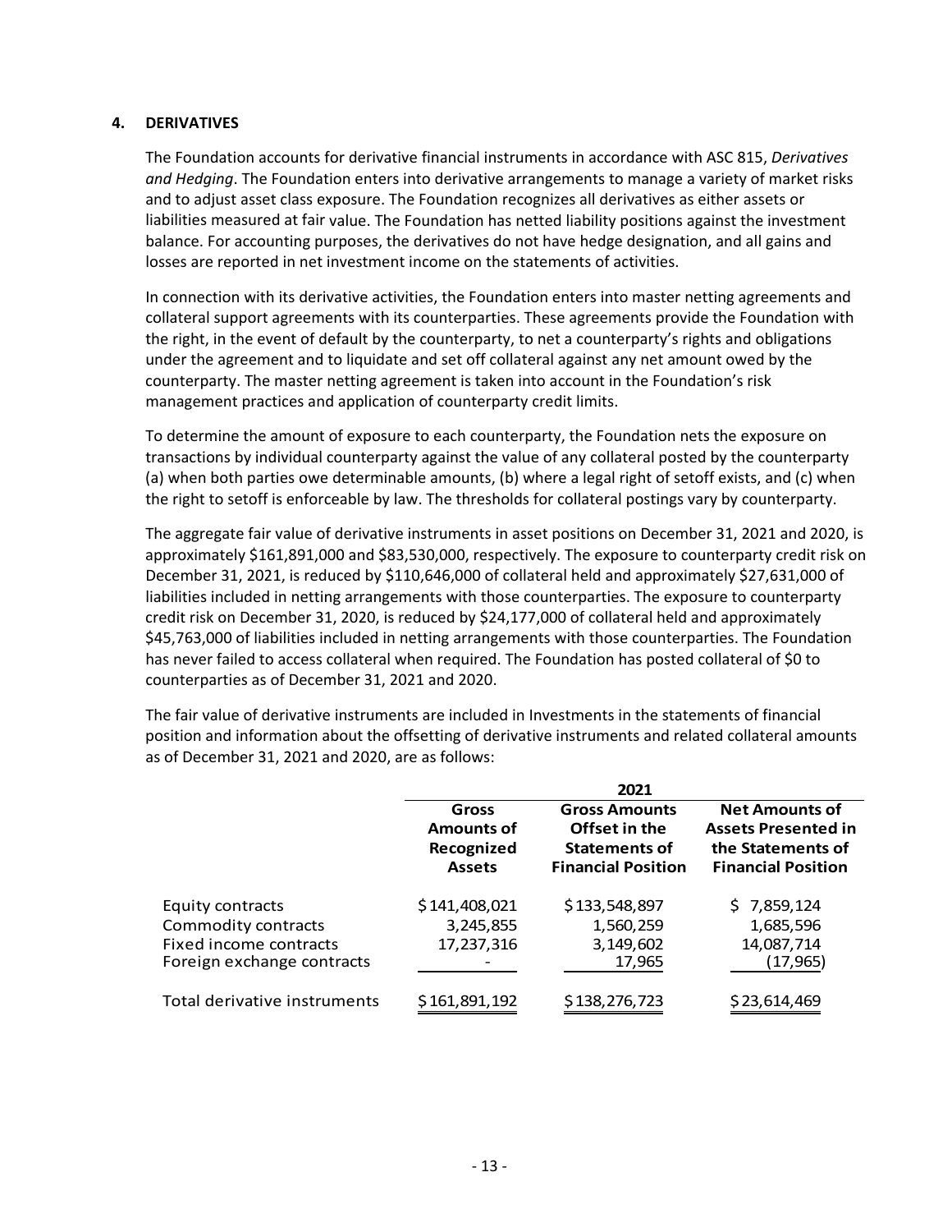## 4. DERIVATIVES

The Foundation accounts for derivative financial instruments in accordance with ASC 815, *Derivatives and Hedging*. The Foundation enters into derivative arrangements to manage a variety of market risks and to adjust asset class exposure. The Foundation recognizes all derivatives as either assets or liabilities measured at fair value. The Foundation has netted liability positions against the investment balance. For accounting purposes, the derivatives do not have hedge designation, and all gains and losses are reported in net investment income on the statements of activities.

In connection with its derivative activities, the Foundation enters into master netting agreements and collateral support agreements with its counterparties. These agreements provide the Foundation with the right, in the event of default by the counterparty, to net a counterparty's rights and obligations under the agreement and to liquidate and set off collateral against any net amount owed by the counterparty. The master netting agreement is taken into account in the Foundation's risk management practices and application of counterparty credit limits.

To determine the amount of exposure to each counterparty, the Foundation nets the exposure on transactions by individual counterparty against the value of any collateral posted by the counterparty (a) when both parties owe determinable amounts, (b) where a legal right of setoff exists, and (c) when the right to setoff is enforceable by law. The thresholds for collateral postings vary by counterparty.

The aggregate fair value of derivative instruments in asset positions on December 31, 2021 and 2020, is approximately $161,891,000 and $83,530,000, respectively. The exposure to counterparty credit risk on December 31, 2021, is reduced by $110,646,000 of collateral held and approximately $27,631,000 of liabilities included in netting arrangements with those counterparties. The exposure to counterparty credit risk on December 31, 2020, is reduced by $24,177,000 of collateral held and approximately $45,763,000 of liabilities included in netting arrangements with those counterparties. The Foundation has never failed to access collateral when required. The Foundation has posted collateral of $0 to counterparties as of December 31, 2021 and 2020.

The fair value of derivative instruments are included in Investments in the statements of financial position and information about the offsetting of derivative instruments and related collateral amounts as of December 31, 2021 and 2020, are as follows:

| | 2021 | | |
|---|---|---|---|
| | **Gross Amounts of Recognized Assets** | **Gross Amounts Offset in the Statements of Financial Position** | **Net Amounts of Assets Presented in the Statements of Financial Position** |
| Equity contracts | $ 141,408,021 | $ 133,548,897 | $ 7,859,124 |
| Commodity contracts | 3,245,855 | 1,560,259 | 1,685,596 |
| Fixed income contracts | 17,237,316 | 3,149,602 | 14,087,714 |
| Foreign exchange contracts | - | 17,965 | (17,965) |
| Total derivative instruments | $ 161,891,192 | $ 138,276,723 | $ 23,614,469 |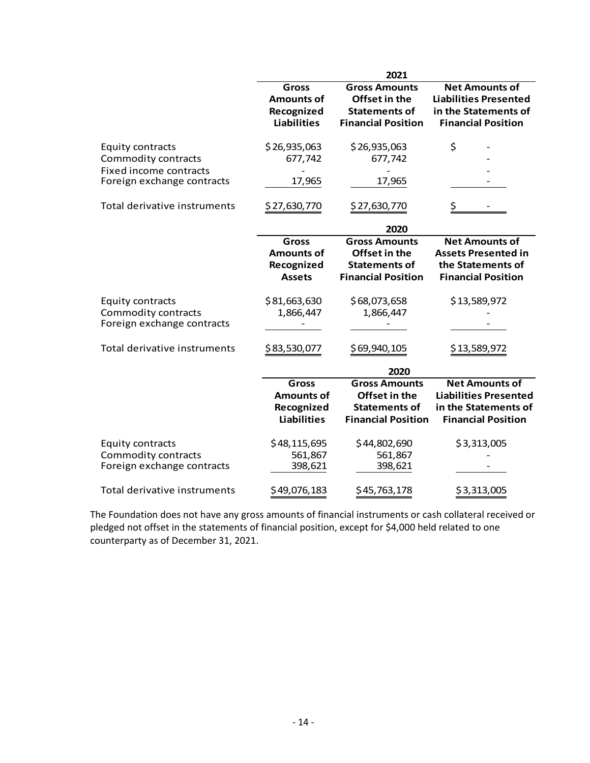| | 2021 | | |
|---|---|---|---|
| | **Gross Amounts of Recognized Liabilities** | **Gross Amounts Offset in the Statements of Financial Position** | **Net Amounts of Liabilities Presented in the Statements of Financial Position** |
| Equity contracts | $26,935,063 | $26,935,063 | $ - |
| Commodity contracts | 677,742 | 677,742 | - |
| Fixed income contracts | - | - | - |
| Foreign exchange contracts | 17,965 | 17,965 | - |
| Total derivative instruments | $27,630,770 | $27,630,770 | $ - |

| | 2020 | | |
|---|---|---|---|
| | **Gross Amounts of Recognized Assets** | **Gross Amounts Offset in the Statements of Financial Position** | **Net Amounts of Assets Presented in the Statements of Financial Position** |
| Equity contracts | $81,663,630 | $68,073,658 | $13,589,972 |
| Commodity contracts | 1,866,447 | 1,866,447 | - |
| Foreign exchange contracts | - | - | - |
| Total derivative instruments | $83,530,077 | $69,940,105 | $13,589,972 |

| | 2020 | | |
|---|---|---|---|
| | **Gross Amounts of Recognized Liabilities** | **Gross Amounts Offset in the Statements of Financial Position** | **Net Amounts of Liabilities Presented in the Statements of Financial Position** |
| Equity contracts | $48,115,695 | $44,802,690 | $3,313,005 |
| Commodity contracts | 561,867 | 561,867 | - |
| Foreign exchange contracts | 398,621 | 398,621 | - |
| Total derivative instruments | $49,076,183 | $45,763,178 | $3,313,005 |

The Foundation does not have any gross amounts of financial instruments or cash collateral received or pledged not offset in the statements of financial position, except for $4,000 held related to one counterparty as of December 31, 2021.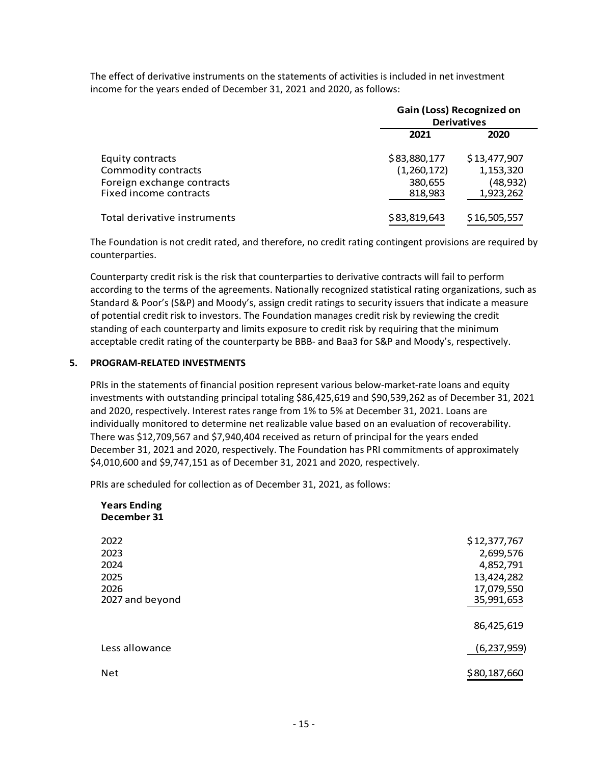The effect of derivative instruments on the statements of activities is included in net investment income for the years ended of December 31, 2021 and 2020, as follows:

| | Gain (Loss) Recognized on Derivatives | |
|---|---|---|
| | 2021 | 2020 |
| Equity contracts | $83,880,177 | $13,477,907 |
| Commodity contracts | (1,260,172) | 1,153,320 |
| Foreign exchange contracts | 380,655 | (48,932) |
| Fixed income contracts | 818,983 | 1,923,262 |
| Total derivative instruments | $83,819,643 | $16,505,557 |

The Foundation is not credit rated, and therefore, no credit rating contingent provisions are required by counterparties.

Counterparty credit risk is the risk that counterparties to derivative contracts will fail to perform according to the terms of the agreements. Nationally recognized statistical rating organizations, such as Standard & Poor's (S&P) and Moody's, assign credit ratings to security issuers that indicate a measure of potential credit risk to investors. The Foundation manages credit risk by reviewing the credit standing of each counterparty and limits exposure to credit risk by requiring that the minimum acceptable credit rating of the counterparty be BBB- and Baa3 for S&P and Moody's, respectively.

## 5. PROGRAM-RELATED INVESTMENTS

PRIs in the statements of financial position represent various below-market-rate loans and equity investments with outstanding principal totaling $86,425,619 and $90,539,262 as of December 31, 2021 and 2020, respectively. Interest rates range from 1% to 5% at December 31, 2021. Loans are individually monitored to determine net realizable value based on an evaluation of recoverability. There was $12,709,567 and $7,940,404 received as return of principal for the years ended December 31, 2021 and 2020, respectively. The Foundation has PRI commitments of approximately $4,010,600 and $9,747,151 as of December 31, 2021 and 2020, respectively.

PRIs are scheduled for collection as of December 31, 2021, as follows:

| Years Ending December 31 | |
|---|---|
| 2022 | $12,377,767 |
| 2023 | 2,699,576 |
| 2024 | 4,852,791 |
| 2025 | 13,424,282 |
| 2026 | 17,079,550 |
| 2027 and beyond | 35,991,653 |
| | 86,425,619 |
| Less allowance | (6,237,959) |
| Net | $80,187,660 |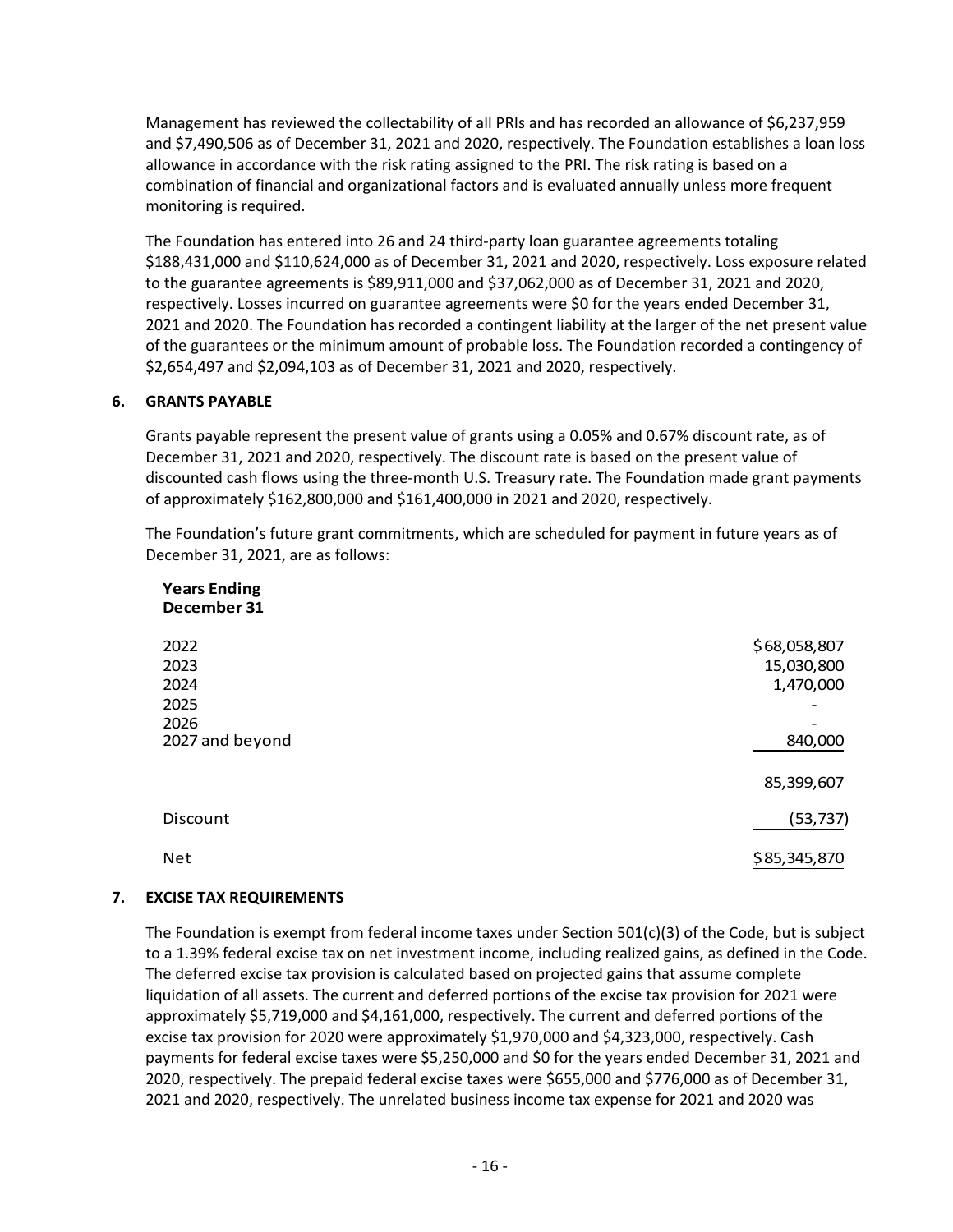Management has reviewed the collectability of all PRIs and has recorded an allowance of $6,237,959 and $7,490,506 as of December 31, 2021 and 2020, respectively. The Foundation establishes a loan loss allowance in accordance with the risk rating assigned to the PRI. The risk rating is based on a combination of financial and organizational factors and is evaluated annually unless more frequent monitoring is required.

The Foundation has entered into 26 and 24 third-party loan guarantee agreements totaling $188,431,000 and $110,624,000 as of December 31, 2021 and 2020, respectively. Loss exposure related to the guarantee agreements is $89,911,000 and $37,062,000 as of December 31, 2021 and 2020, respectively. Losses incurred on guarantee agreements were $0 for the years ended December 31, 2021 and 2020. The Foundation has recorded a contingent liability at the larger of the net present value of the guarantees or the minimum amount of probable loss. The Foundation recorded a contingency of $2,654,497 and $2,094,103 as of December 31, 2021 and 2020, respectively.

## 6. GRANTS PAYABLE

Grants payable represent the present value of grants using a 0.05% and 0.67% discount rate, as of December 31, 2021 and 2020, respectively. The discount rate is based on the present value of discounted cash flows using the three-month U.S. Treasury rate. The Foundation made grant payments of approximately $162,800,000 and $161,400,000 in 2021 and 2020, respectively.

The Foundation's future grant commitments, which are scheduled for payment in future years as of December 31, 2021, are as follows:

| **Years Ending December 31** | |
|---|---|
| 2022 | $68,058,807 |
| 2023 | 15,030,800 |
| 2024 | 1,470,000 |
| 2025 | - |
| 2026 | - |
| 2027 and beyond | 840,000 |
| | 85,399,607 |
| Discount | (53,737) |
| Net | $85,345,870 |

## 7. EXCISE TAX REQUIREMENTS

The Foundation is exempt from federal income taxes under Section 501(c)(3) of the Code, but is subject to a 1.39% federal excise tax on net investment income, including realized gains, as defined in the Code. The deferred excise tax provision is calculated based on projected gains that assume complete liquidation of all assets. The current and deferred portions of the excise tax provision for 2021 were approximately $5,719,000 and $4,161,000, respectively. The current and deferred portions of the excise tax provision for 2020 were approximately $1,970,000 and $4,323,000, respectively. Cash payments for federal excise taxes were $5,250,000 and $0 for the years ended December 31, 2021 and 2020, respectively. The prepaid federal excise taxes were $655,000 and $776,000 as of December 31, 2021 and 2020, respectively. The unrelated business income tax expense for 2021 and 2020 was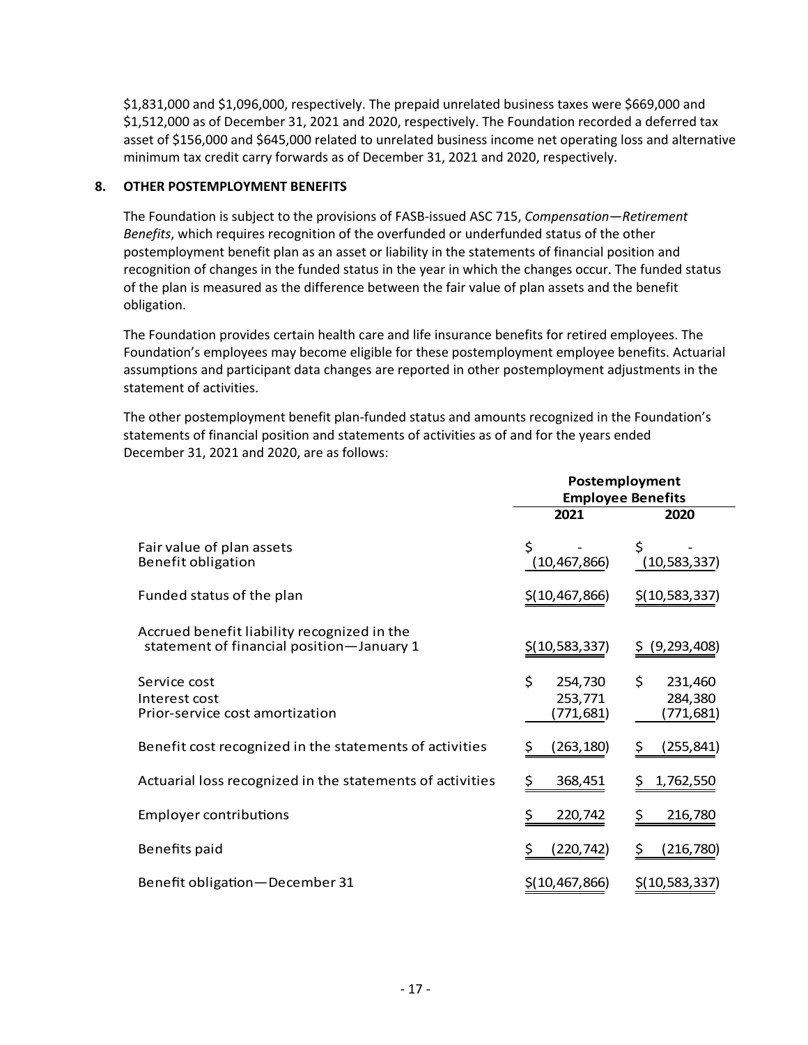$1,831,000 and $1,096,000, respectively. The prepaid unrelated business taxes were $669,000 and $1,512,000 as of December 31, 2021 and 2020, respectively. The Foundation recorded a deferred tax asset of $156,000 and $645,000 related to unrelated business income net operating loss and alternative minimum tax credit carry forwards as of December 31, 2021 and 2020, respectively.

## 8. OTHER POSTEMPLOYMENT BENEFITS

The Foundation is subject to the provisions of FASB-issued ASC 715, *Compensation—Retirement Benefits*, which requires recognition of the overfunded or underfunded status of the other postemployment benefit plan as an asset or liability in the statements of financial position and recognition of changes in the funded status in the year in which the changes occur. The funded status of the plan is measured as the difference between the fair value of plan assets and the benefit obligation.

The Foundation provides certain health care and life insurance benefits for retired employees. The Foundation's employees may become eligible for these postemployment employee benefits. Actuarial assumptions and participant data changes are reported in other postemployment adjustments in the statement of activities.

The other postemployment benefit plan-funded status and amounts recognized in the Foundation's statements of financial position and statements of activities as of and for the years ended December 31, 2021 and 2020, are as follows:

| | **Postemployment Employee Benefits** | |
|---|---|---|
| | **2021** | **2020** |
| Fair value of plan assets | $ - | $ - |
| Benefit obligation | (10,467,866) | (10,583,337) |
| Funded status of the plan | $(10,467,866) | $(10,583,337) |
| Accrued benefit liability recognized in the statement of financial position—January 1 | $(10,583,337) | $ (9,293,408) |
| Service cost | $ 254,730 | $ 231,460 |
| Interest cost | 253,771 | 284,380 |
| Prior-service cost amortization | (771,681) | (771,681) |
| Benefit cost recognized in the statements of activities | $ (263,180) | $ (255,841) |
| Actuarial loss recognized in the statements of activities | $ 368,451 | $ 1,762,550 |
| Employer contributions | $ 220,742 | $ 216,780 |
| Benefits paid | $ (220,742) | $ (216,780) |
| Benefit obligation—December 31 | $(10,467,866) | $(10,583,337) |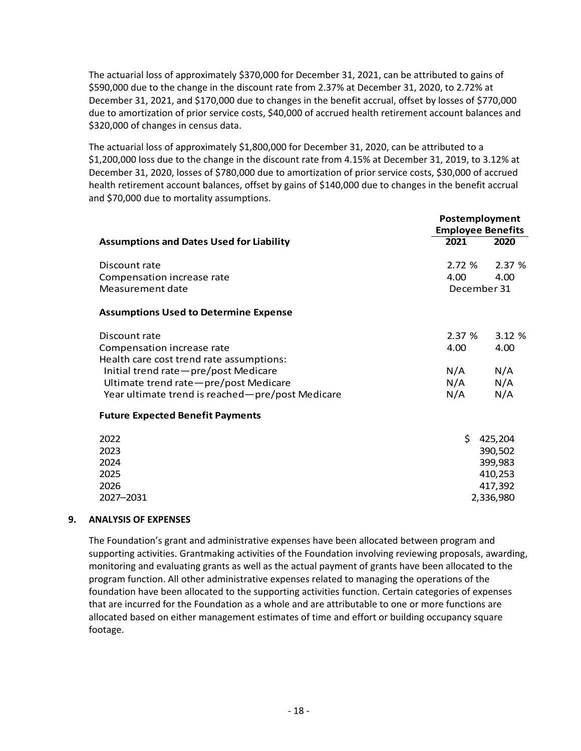The actuarial loss of approximately $370,000 for December 31, 2021, can be attributed to gains of $590,000 due to the change in the discount rate from 2.37% at December 31, 2020, to 2.72% at December 31, 2021, and $170,000 due to changes in the benefit accrual, offset by losses of $770,000 due to amortization of prior service costs, $40,000 of accrued health retirement account balances and $320,000 of changes in census data.

The actuarial loss of approximately $1,800,000 for December 31, 2020, can be attributed to a $1,200,000 loss due to the change in the discount rate from 4.15% at December 31, 2019, to 3.12% at December 31, 2020, losses of $780,000 due to amortization of prior service costs, $30,000 of accrued health retirement account balances, offset by gains of $140,000 due to changes in the benefit accrual and $70,000 due to mortality assumptions.

| | Postemployment Employee Benefits | |
|---|---|---|
| **Assumptions and Dates Used for Liability** | **2021** | **2020** |
| Discount rate | 2.72 % | 2.37 % |
| Compensation increase rate | 4.00 | 4.00 |
| Measurement date | December 31 | |
| **Assumptions Used to Determine Expense** | | |
| Discount rate | 2.37 % | 3.12 % |
| Compensation increase rate | 4.00 | 4.00 |
| Health care cost trend rate assumptions: | | |
| Initial trend rate—pre/post Medicare | N/A | N/A |
| Ultimate trend rate—pre/post Medicare | N/A | N/A |
| Year ultimate trend is reached—pre/post Medicare | N/A | N/A |
| **Future Expected Benefit Payments** | | |
| 2022 | $ 425,204 | |
| 2023 | 390,502 | |
| 2024 | 399,983 | |
| 2025 | 410,253 | |
| 2026 | 417,392 | |
| 2027–2031 | 2,336,980 | |

## 9. ANALYSIS OF EXPENSES

The Foundation's grant and administrative expenses have been allocated between program and supporting activities. Grantmaking activities of the Foundation involving reviewing proposals, awarding, monitoring and evaluating grants as well as the actual payment of grants have been allocated to the program function. All other administrative expenses related to managing the operations of the foundation have been allocated to the supporting activities function. Certain categories of expenses that are incurred for the Foundation as a whole and are attributable to one or more functions are allocated based on either management estimates of time and effort or building occupancy square footage.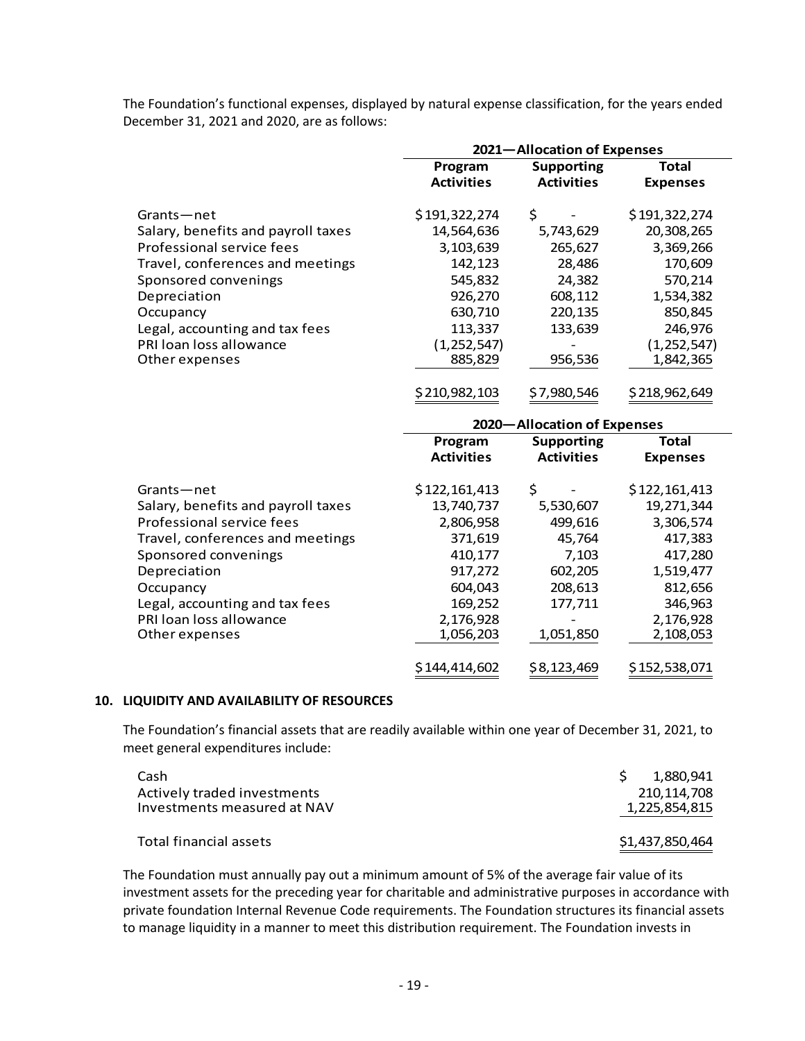The Foundation's functional expenses, displayed by natural expense classification, for the years ended December 31, 2021 and 2020, are as follows:

| | 2021—Allocation of Expenses | | |
|---|---|---|---|
| | Program Activities | Supporting Activities | Total Expenses |
| Grants—net | $191,322,274 | $ - | $191,322,274 |
| Salary, benefits and payroll taxes | 14,564,636 | 5,743,629 | 20,308,265 |
| Professional service fees | 3,103,639 | 265,627 | 3,369,266 |
| Travel, conferences and meetings | 142,123 | 28,486 | 170,609 |
| Sponsored convenings | 545,832 | 24,382 | 570,214 |
| Depreciation | 926,270 | 608,112 | 1,534,382 |
| Occupancy | 630,710 | 220,135 | 850,845 |
| Legal, accounting and tax fees | 113,337 | 133,639 | 246,976 |
| PRI loan loss allowance | (1,252,547) | - | (1,252,547) |
| Other expenses | 885,829 | 956,536 | 1,842,365 |
| | $210,982,103 | $7,980,546 | $218,962,649 |

| | 2020—Allocation of Expenses | | |
|---|---|---|---|
| | Program Activities | Supporting Activities | Total Expenses |
| Grants—net | $122,161,413 | $ - | $122,161,413 |
| Salary, benefits and payroll taxes | 13,740,737 | 5,530,607 | 19,271,344 |
| Professional service fees | 2,806,958 | 499,616 | 3,306,574 |
| Travel, conferences and meetings | 371,619 | 45,764 | 417,383 |
| Sponsored convenings | 410,177 | 7,103 | 417,280 |
| Depreciation | 917,272 | 602,205 | 1,519,477 |
| Occupancy | 604,043 | 208,613 | 812,656 |
| Legal, accounting and tax fees | 169,252 | 177,711 | 346,963 |
| PRI loan loss allowance | 2,176,928 | - | 2,176,928 |
| Other expenses | 1,056,203 | 1,051,850 | 2,108,053 |
| | $144,414,602 | $8,123,469 | $152,538,071 |

## 10. LIQUIDITY AND AVAILABILITY OF RESOURCES

The Foundation's financial assets that are readily available within one year of December 31, 2021, to meet general expenditures include:

| | |
|---|---|
| Cash | $ 1,880,941 |
| Actively traded investments | 210,114,708 |
| Investments measured at NAV | 1,225,854,815 |
| Total financial assets | $1,437,850,464 |

The Foundation must annually pay out a minimum amount of 5% of the average fair value of its investment assets for the preceding year for charitable and administrative purposes in accordance with private foundation Internal Revenue Code requirements. The Foundation structures its financial assets to manage liquidity in a manner to meet this distribution requirement. The Foundation invests in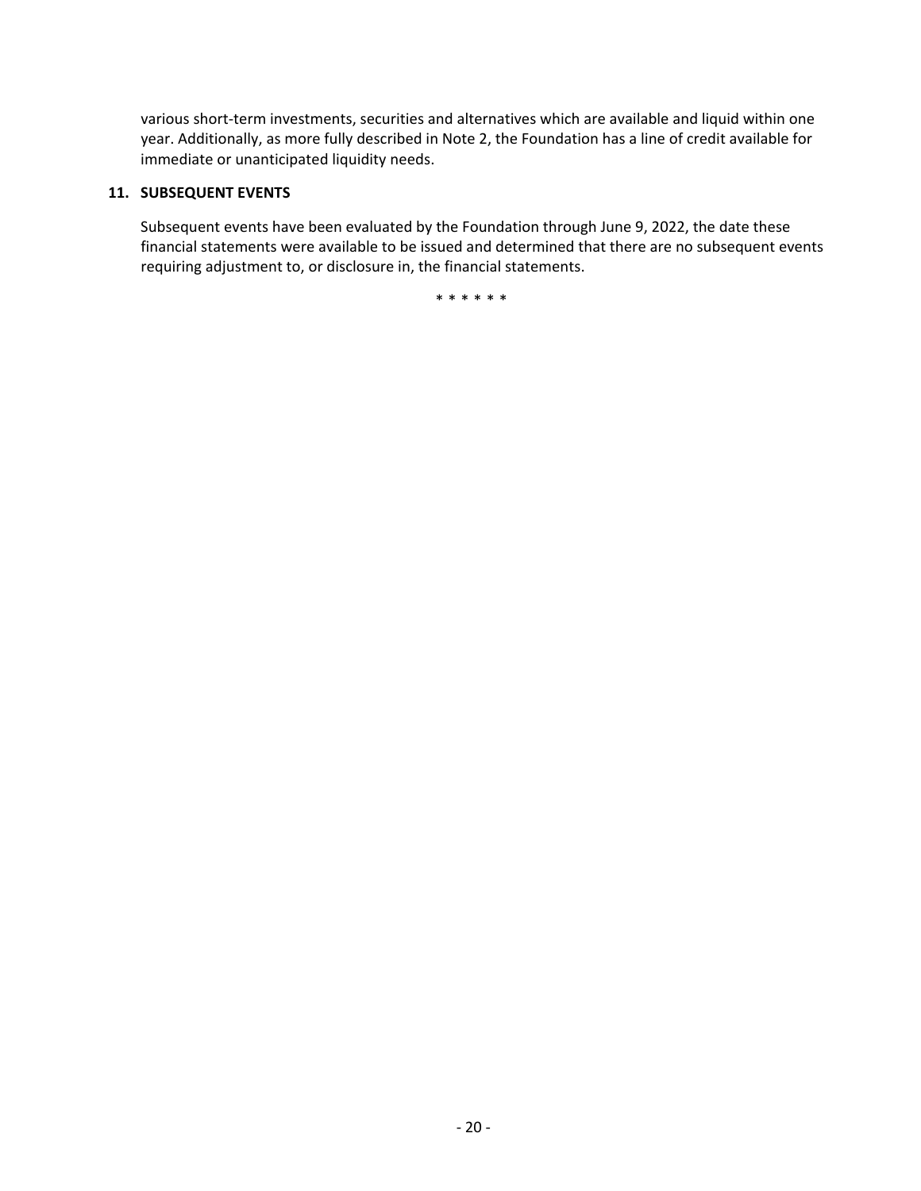various short-term investments, securities and alternatives which are available and liquid within one year. Additionally, as more fully described in Note 2, the Foundation has a line of credit available for immediate or unanticipated liquidity needs.

**11. SUBSEQUENT EVENTS**

Subsequent events have been evaluated by the Foundation through June 9, 2022, the date these financial statements were available to be issued and determined that there are no subsequent events requiring adjustment to, or disclosure in, the financial statements.

* * * * * *